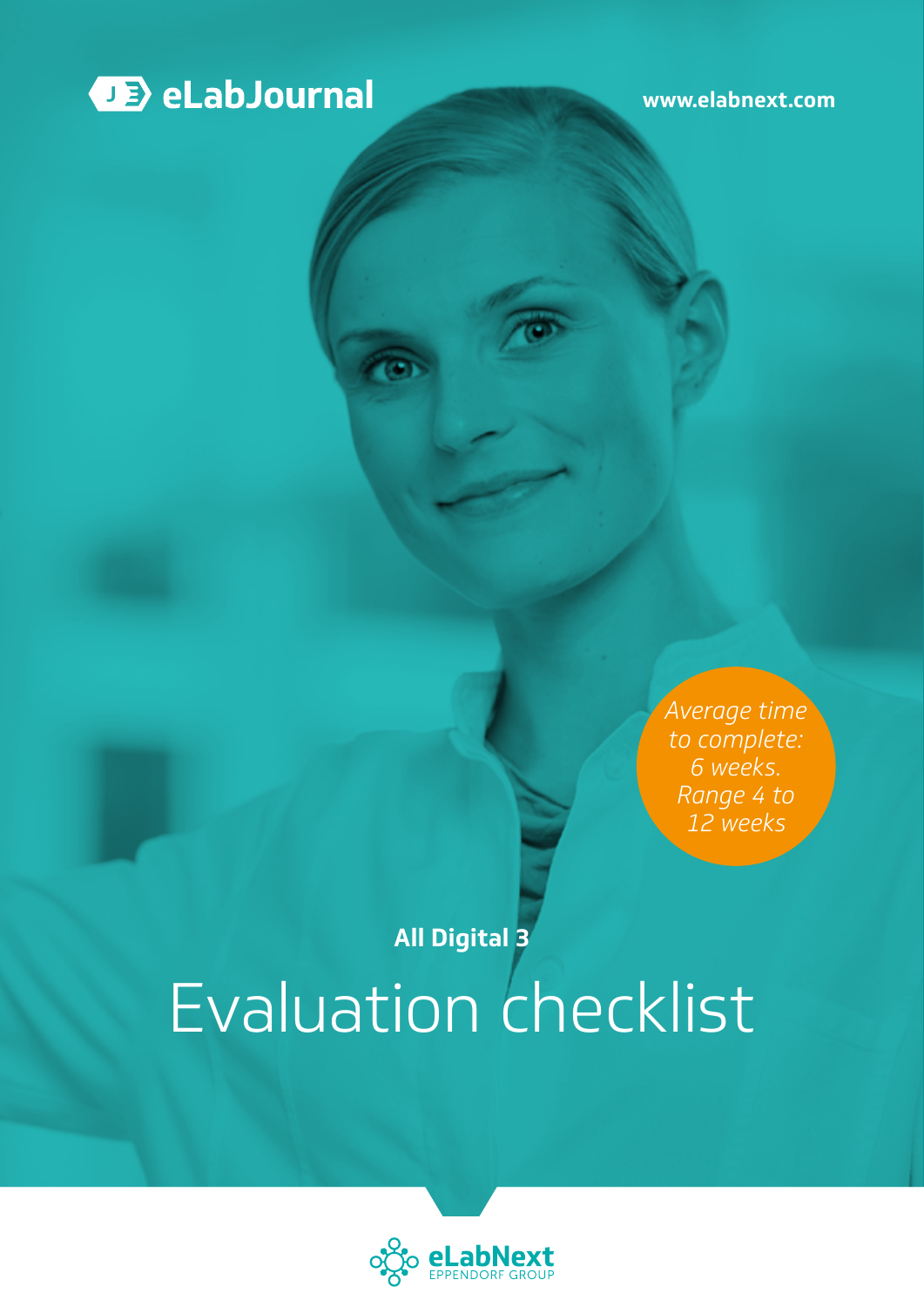eLabJournal

www.elabnext.com

*Average time to complete: 6 weeks. Range 4 to 12 weeks*

**All Digital 3**

# Evaluation checklist

eLabNext
EPPENDORF GROUP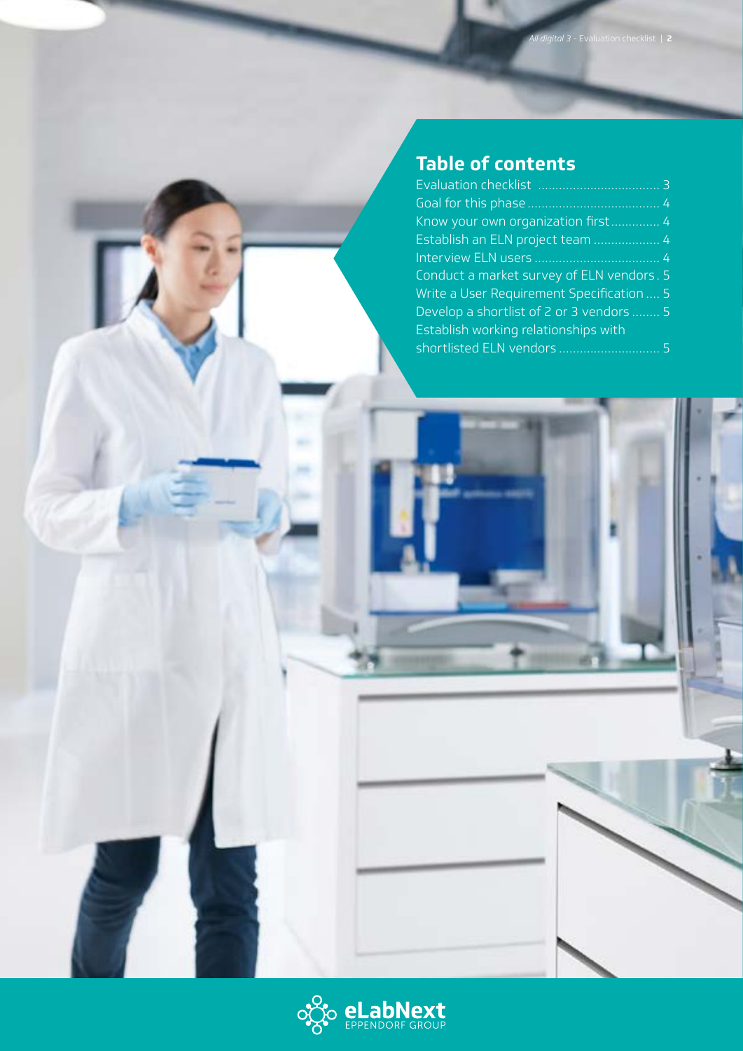## Table of contents

- Evaluation checklist ..................................... 3
- Goal for this phase ..................................... 4
- Know your own organization first.............. 4
- Establish an ELN project team ................... 4
- Interview ELN users ..................................... 4
- Conduct a market survey of ELN vendors . 5
- Write a User Requirement Specification .... 5
- Develop a shortlist of 2 or 3 vendors ........ 5
- Establish working relationships with shortlisted ELN vendors ............................ 5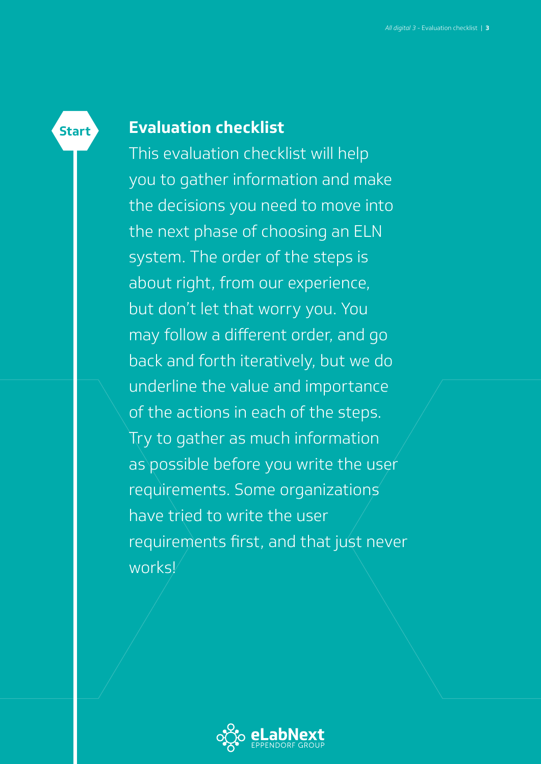Start

## Evaluation checklist

This evaluation checklist will help you to gather information and make the decisions you need to move into the next phase of choosing an ELN system. The order of the steps is about right, from our experience, but don't let that worry you. You may follow a different order, and go back and forth iteratively, but we do underline the value and importance of the actions in each of the steps. Try to gather as much information as possible before you write the user requirements. Some organizations have tried to write the user requirements first, and that just never works!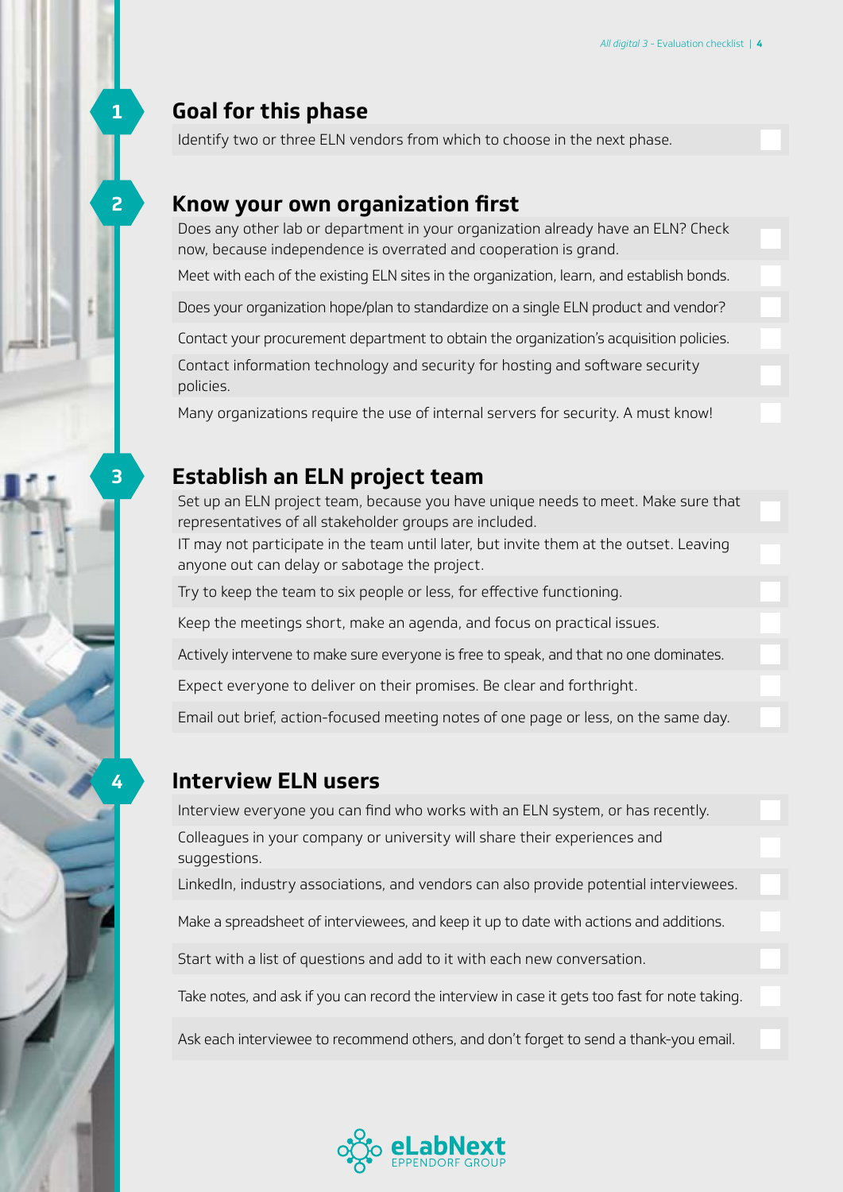## 1 Goal for this phase

- [ ] Identify two or three ELN vendors from which to choose in the next phase.

## 2 Know your own organization first

- [ ] Does any other lab or department in your organization already have an ELN? Check now, because independence is overrated and cooperation is grand.
- [ ] Meet with each of the existing ELN sites in the organization, learn, and establish bonds.
- [ ] Does your organization hope/plan to standardize on a single ELN product and vendor?
- [ ] Contact your procurement department to obtain the organization's acquisition policies.
- [ ] Contact information technology and security for hosting and software security policies.
- [ ] Many organizations require the use of internal servers for security. A must know!

## 3 Establish an ELN project team

- [ ] Set up an ELN project team, because you have unique needs to meet. Make sure that representatives of all stakeholder groups are included.
- [ ] IT may not participate in the team until later, but invite them at the outset. Leaving anyone out can delay or sabotage the project.
- [ ] Try to keep the team to six people or less, for effective functioning.
- [ ] Keep the meetings short, make an agenda, and focus on practical issues.
- [ ] Actively intervene to make sure everyone is free to speak, and that no one dominates.
- [ ] Expect everyone to deliver on their promises. Be clear and forthright.
- [ ] Email out brief, action-focused meeting notes of one page or less, on the same day.

## 4 Interview ELN users

- [ ] Interview everyone you can find who works with an ELN system, or has recently.
- [ ] Colleagues in your company or university will share their experiences and suggestions.
- [ ] LinkedIn, industry associations, and vendors can also provide potential interviewees.
- [ ] Make a spreadsheet of interviewees, and keep it up to date with actions and additions.
- [ ] Start with a list of questions and add to it with each new conversation.
- [ ] Take notes, and ask if you can record the interview in case it gets too fast for note taking.
- [ ] Ask each interviewee to recommend others, and don't forget to send a thank-you email.

eLabNext
EPPENDORF GROUP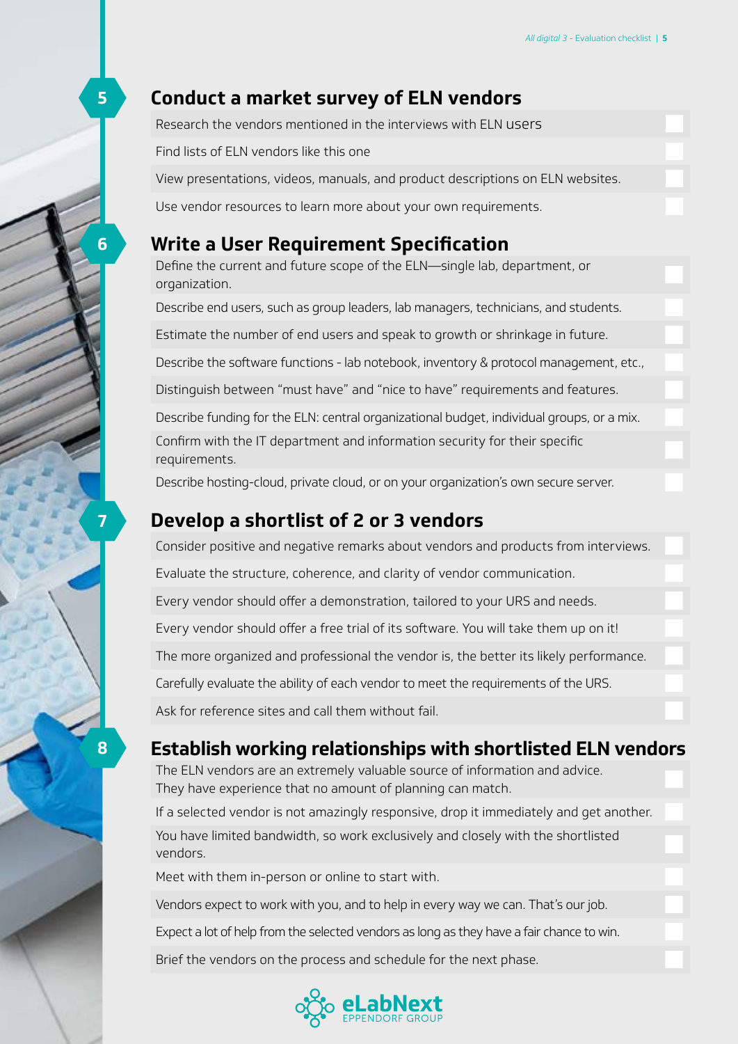## 5 Conduct a market survey of ELN vendors

- [ ] Research the vendors mentioned in the interviews with ELN users
- [ ] Find lists of ELN vendors like this one
- [ ] View presentations, videos, manuals, and product descriptions on ELN websites.
- [ ] Use vendor resources to learn more about your own requirements.

## 6 Write a User Requirement Specification

- [ ] Define the current and future scope of the ELN—single lab, department, or organization.
- [ ] Describe end users, such as group leaders, lab managers, technicians, and students.
- [ ] Estimate the number of end users and speak to growth or shrinkage in future.
- [ ] Describe the software functions - lab notebook, inventory & protocol management, etc.,
- [ ] Distinguish between "must have" and "nice to have" requirements and features.
- [ ] Describe funding for the ELN: central organizational budget, individual groups, or a mix.
- [ ] Confirm with the IT department and information security for their specific requirements.
- [ ] Describe hosting-cloud, private cloud, or on your organization's own secure server.

## 7 Develop a shortlist of 2 or 3 vendors

- [ ] Consider positive and negative remarks about vendors and products from interviews.
- [ ] Evaluate the structure, coherence, and clarity of vendor communication.
- [ ] Every vendor should offer a demonstration, tailored to your URS and needs.
- [ ] Every vendor should offer a free trial of its software. You will take them up on it!
- [ ] The more organized and professional the vendor is, the better its likely performance.
- [ ] Carefully evaluate the ability of each vendor to meet the requirements of the URS.
- [ ] Ask for reference sites and call them without fail.

## 8 Establish working relationships with shortlisted ELN vendors

- [ ] The ELN vendors are an extremely valuable source of information and advice. They have experience that no amount of planning can match.
- [ ] If a selected vendor is not amazingly responsive, drop it immediately and get another.
- [ ] You have limited bandwidth, so work exclusively and closely with the shortlisted vendors.
- [ ] Meet with them in-person or online to start with.
- [ ] Vendors expect to work with you, and to help in every way we can. That's our job.
- [ ] Expect a lot of help from the selected vendors as long as they have a fair chance to win.
- [ ] Brief the vendors on the process and schedule for the next phase.

eLabNext
EPPENDORF GROUP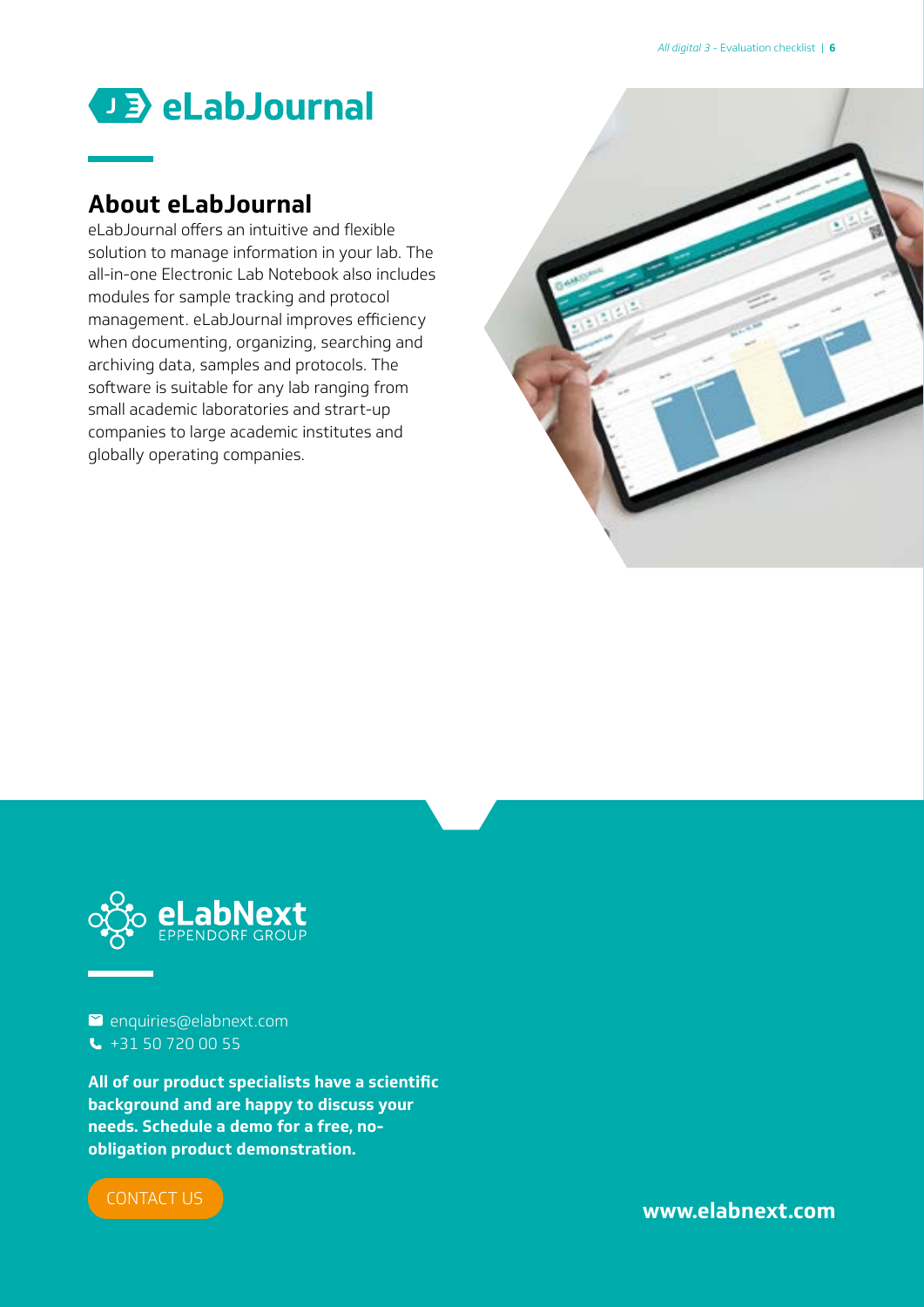# eLabJournal

## About eLabJournal

eLabJournal offers an intuitive and flexible solution to manage information in your lab. The all-in-one Electronic Lab Notebook also includes modules for sample tracking and protocol management. eLabJournal improves efficiency when documenting, organizing, searching and archiving data, samples and protocols. The software is suitable for any lab ranging from small academic laboratories and strart-up companies to large academic institutes and globally operating companies.

eLabNext
EPPENDORF GROUP

enquiries@elabnext.com
+31 50 720 00 55

**All of our product specialists have a scientific background and are happy to discuss your needs. Schedule a demo for a free, no-obligation product demonstration.**

CONTACT US

**www.elabnext.com**